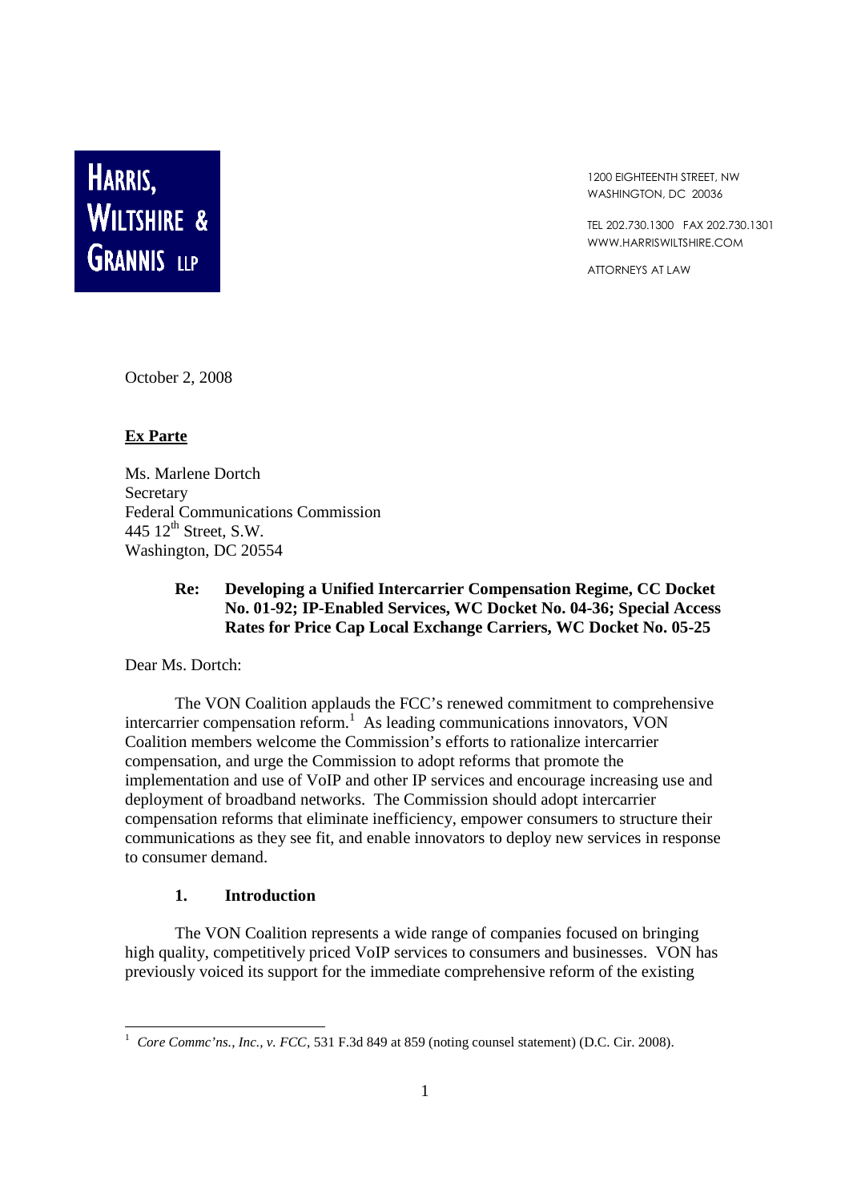**HARRIS, WILTSHIRE & GRANNIS LLP**

1200 EIGHTEENTH STREET, NW
WASHINGTON, DC 20036

TEL 202.730.1300 FAX 202.730.1301
WWW.HARRISWILTSHIRE.COM

ATTORNEYS AT LAW

October 2, 2008

**Ex Parte**

Ms. Marlene Dortch
Secretary
Federal Communications Commission
445 12th Street, S.W.
Washington, DC 20554

**Re: Developing a Unified Intercarrier Compensation Regime, CC Docket No. 01-92; IP-Enabled Services, WC Docket No. 04-36; Special Access Rates for Price Cap Local Exchange Carriers, WC Docket No. 05-25**

Dear Ms. Dortch:

The VON Coalition applauds the FCC's renewed commitment to comprehensive intercarrier compensation reform.[1] As leading communications innovators, VON Coalition members welcome the Commission's efforts to rationalize intercarrier compensation, and urge the Commission to adopt reforms that promote the implementation and use of VoIP and other IP services and encourage increasing use and deployment of broadband networks. The Commission should adopt intercarrier compensation reforms that eliminate inefficiency, empower consumers to structure their communications as they see fit, and enable innovators to deploy new services in response to consumer demand.

## 1. Introduction

The VON Coalition represents a wide range of companies focused on bringing high quality, competitively priced VoIP services to consumers and businesses. VON has previously voiced its support for the immediate comprehensive reform of the existing

[1] *Core Commc'ns., Inc., v. FCC*, 531 F.3d 849 at 859 (noting counsel statement) (D.C. Cir. 2008).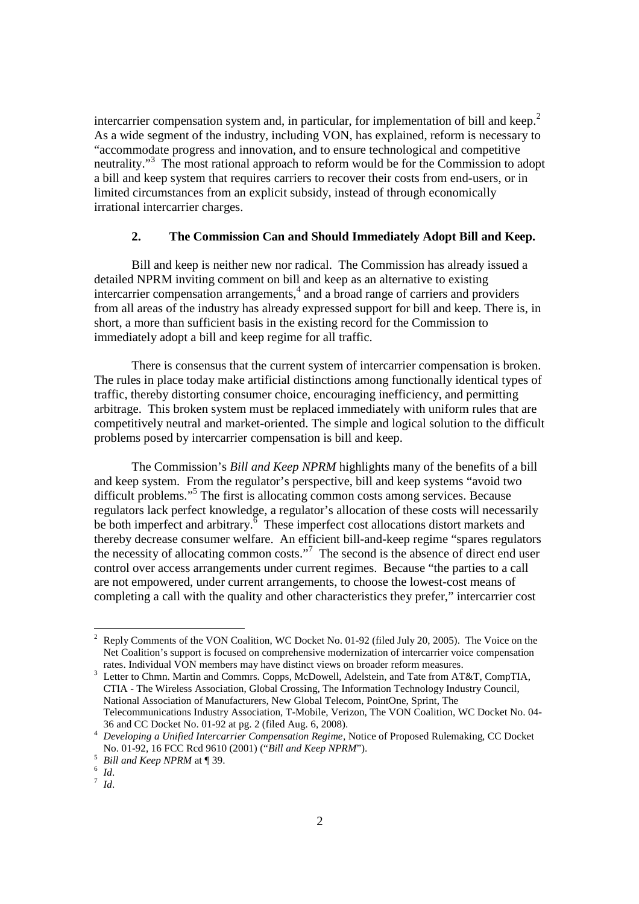intercarrier compensation system and, in particular, for implementation of bill and keep.[2] As a wide segment of the industry, including VON, has explained, reform is necessary to "accommodate progress and innovation, and to ensure technological and competitive neutrality."[3] The most rational approach to reform would be for the Commission to adopt a bill and keep system that requires carriers to recover their costs from end-users, or in limited circumstances from an explicit subsidy, instead of through economically irrational intercarrier charges.

### 2. The Commission Can and Should Immediately Adopt Bill and Keep.

Bill and keep is neither new nor radical. The Commission has already issued a detailed NPRM inviting comment on bill and keep as an alternative to existing intercarrier compensation arrangements,[4] and a broad range of carriers and providers from all areas of the industry have already expressed support for bill and keep. There is, in short, a more than sufficient basis in the existing record for the Commission to immediately adopt a bill and keep regime for all traffic.

There is consensus that the current system of intercarrier compensation is broken. The rules in place today make artificial distinctions among functionally identical types of traffic, thereby distorting consumer choice, encouraging inefficiency, and permitting arbitrage. This broken system must be replaced immediately with uniform rules that are competitively neutral and market-oriented. The simple and logical solution to the difficult problems posed by intercarrier compensation is bill and keep.

The Commission's *Bill and Keep NPRM* highlights many of the benefits of a bill and keep system. From the regulator's perspective, bill and keep systems "avoid two difficult problems."[5] The first is allocating common costs among services. Because regulators lack perfect knowledge, a regulator's allocation of these costs will necessarily be both imperfect and arbitrary.[6] These imperfect cost allocations distort markets and thereby decrease consumer welfare. An efficient bill-and-keep regime "spares regulators the necessity of allocating common costs."[7] The second is the absence of direct end user control over access arrangements under current regimes. Because "the parties to a call are not empowered, under current arrangements, to choose the lowest-cost means of completing a call with the quality and other characteristics they prefer," intercarrier cost

---

[2] Reply Comments of the VON Coalition, WC Docket No. 01-92 (filed July 20, 2005). The Voice on the Net Coalition's support is focused on comprehensive modernization of intercarrier voice compensation rates. Individual VON members may have distinct views on broader reform measures.

[3] Letter to Chmn. Martin and Commrs. Copps, McDowell, Adelstein, and Tate from AT&T, CompTIA, CTIA - The Wireless Association, Global Crossing, The Information Technology Industry Council, National Association of Manufacturers, New Global Telecom, PointOne, Sprint, The Telecommunications Industry Association, T-Mobile, Verizon, The VON Coalition, WC Docket No. 04-36 and CC Docket No. 01-92 at pg. 2 (filed Aug. 6, 2008).

[4] *Developing a Unified Intercarrier Compensation Regime*, Notice of Proposed Rulemaking, CC Docket No. 01-92, 16 FCC Rcd 9610 (2001) ("*Bill and Keep NPRM*").

[5] *Bill and Keep NPRM* at ¶ 39.

[6] *Id*.

[7] *Id*.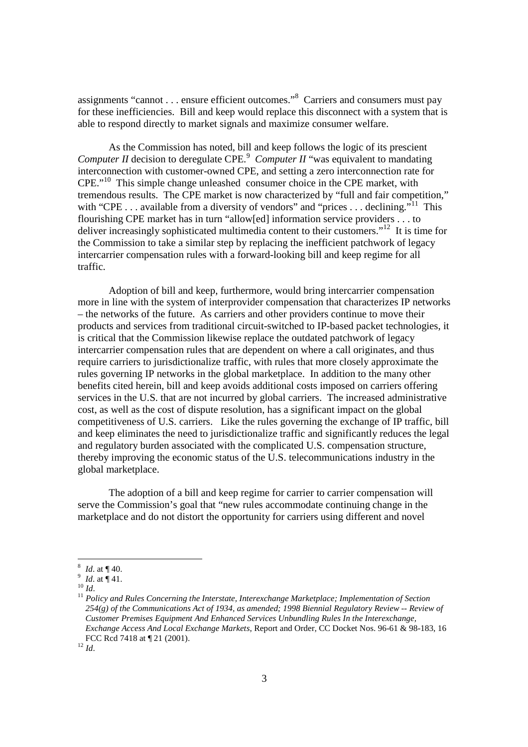assignments "cannot . . . ensure efficient outcomes."[8] Carriers and consumers must pay for these inefficiencies. Bill and keep would replace this disconnect with a system that is able to respond directly to market signals and maximize consumer welfare.

As the Commission has noted, bill and keep follows the logic of its prescient *Computer II* decision to deregulate CPE.[9] *Computer II* "was equivalent to mandating interconnection with customer-owned CPE, and setting a zero interconnection rate for CPE."[10] This simple change unleashed consumer choice in the CPE market, with tremendous results. The CPE market is now characterized by "full and fair competition," with "CPE . . . available from a diversity of vendors" and "prices . . . declining."[11] This flourishing CPE market has in turn "allow[ed] information service providers . . . to deliver increasingly sophisticated multimedia content to their customers."[12] It is time for the Commission to take a similar step by replacing the inefficient patchwork of legacy intercarrier compensation rules with a forward-looking bill and keep regime for all traffic.

Adoption of bill and keep, furthermore, would bring intercarrier compensation more in line with the system of interprovider compensation that characterizes IP networks – the networks of the future. As carriers and other providers continue to move their products and services from traditional circuit-switched to IP-based packet technologies, it is critical that the Commission likewise replace the outdated patchwork of legacy intercarrier compensation rules that are dependent on where a call originates, and thus require carriers to jurisdictionalize traffic, with rules that more closely approximate the rules governing IP networks in the global marketplace. In addition to the many other benefits cited herein, bill and keep avoids additional costs imposed on carriers offering services in the U.S. that are not incurred by global carriers. The increased administrative cost, as well as the cost of dispute resolution, has a significant impact on the global competitiveness of U.S. carriers. Like the rules governing the exchange of IP traffic, bill and keep eliminates the need to jurisdictionalize traffic and significantly reduces the legal and regulatory burden associated with the complicated U.S. compensation structure, thereby improving the economic status of the U.S. telecommunications industry in the global marketplace.

The adoption of a bill and keep regime for carrier to carrier compensation will serve the Commission's goal that "new rules accommodate continuing change in the marketplace and do not distort the opportunity for carriers using different and novel

---

[8] *Id*. at ¶ 40.

[9] *Id*. at ¶ 41.

[10] *Id*.

[11] *Policy and Rules Concerning the Interstate, Interexchange Marketplace; Implementation of Section 254(g) of the Communications Act of 1934, as amended; 1998 Biennial Regulatory Review -- Review of Customer Premises Equipment And Enhanced Services Unbundling Rules In the Interexchange, Exchange Access And Local Exchange Markets*, Report and Order, CC Docket Nos. 96-61 & 98-183, 16 FCC Rcd 7418 at ¶ 21 (2001).

[12] *Id*.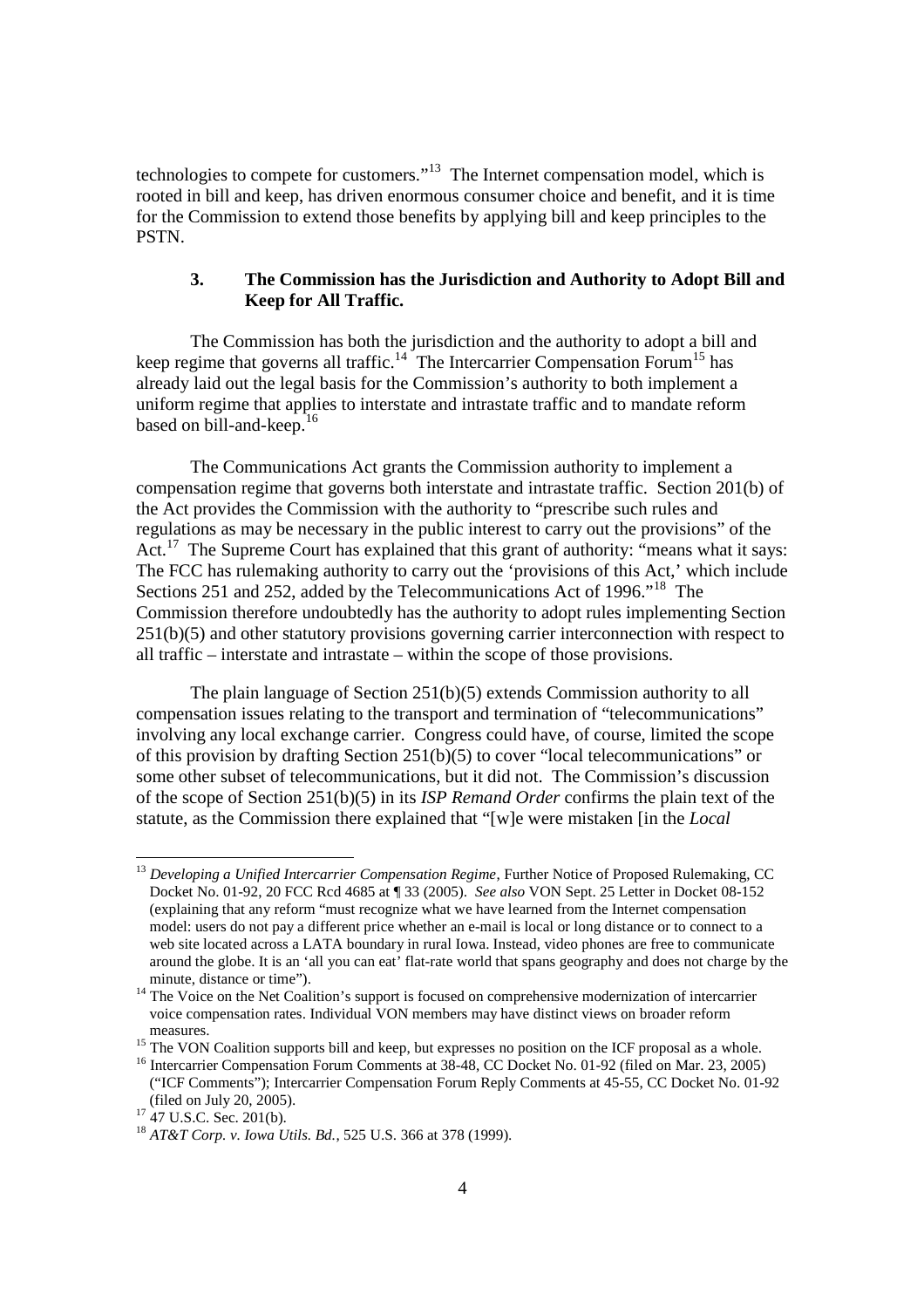technologies to compete for customers."[13] The Internet compensation model, which is rooted in bill and keep, has driven enormous consumer choice and benefit, and it is time for the Commission to extend those benefits by applying bill and keep principles to the PSTN.

### 3. The Commission has the Jurisdiction and Authority to Adopt Bill and Keep for All Traffic.

The Commission has both the jurisdiction and the authority to adopt a bill and keep regime that governs all traffic.[14] The Intercarrier Compensation Forum[15] has already laid out the legal basis for the Commission's authority to both implement a uniform regime that applies to interstate and intrastate traffic and to mandate reform based on bill-and-keep.[16]

The Communications Act grants the Commission authority to implement a compensation regime that governs both interstate and intrastate traffic. Section 201(b) of the Act provides the Commission with the authority to "prescribe such rules and regulations as may be necessary in the public interest to carry out the provisions" of the Act.[17] The Supreme Court has explained that this grant of authority: "means what it says: The FCC has rulemaking authority to carry out the 'provisions of this Act,' which include Sections 251 and 252, added by the Telecommunications Act of 1996."[18] The Commission therefore undoubtedly has the authority to adopt rules implementing Section 251(b)(5) and other statutory provisions governing carrier interconnection with respect to all traffic – interstate and intrastate – within the scope of those provisions.

The plain language of Section 251(b)(5) extends Commission authority to all compensation issues relating to the transport and termination of "telecommunications" involving any local exchange carrier. Congress could have, of course, limited the scope of this provision by drafting Section 251(b)(5) to cover "local telecommunications" or some other subset of telecommunications, but it did not. The Commission's discussion of the scope of Section 251(b)(5) in its *ISP Remand Order* confirms the plain text of the statute, as the Commission there explained that "[w]e were mistaken [in the *Local*

---

[13] *Developing a Unified Intercarrier Compensation Regime*, Further Notice of Proposed Rulemaking, CC Docket No. 01-92, 20 FCC Rcd 4685 at ¶ 33 (2005). *See also* VON Sept. 25 Letter in Docket 08-152 (explaining that any reform "must recognize what we have learned from the Internet compensation model: users do not pay a different price whether an e-mail is local or long distance or to connect to a web site located across a LATA boundary in rural Iowa. Instead, video phones are free to communicate around the globe. It is an 'all you can eat' flat-rate world that spans geography and does not charge by the minute, distance or time").

[14] The Voice on the Net Coalition's support is focused on comprehensive modernization of intercarrier voice compensation rates. Individual VON members may have distinct views on broader reform measures.

[15] The VON Coalition supports bill and keep, but expresses no position on the ICF proposal as a whole.

[16] Intercarrier Compensation Forum Comments at 38-48, CC Docket No. 01-92 (filed on Mar. 23, 2005) ("ICF Comments"); Intercarrier Compensation Forum Reply Comments at 45-55, CC Docket No. 01-92 (filed on July 20, 2005).

[17] 47 U.S.C. Sec. 201(b).

[18] *AT&T Corp. v. Iowa Utils. Bd.*, 525 U.S. 366 at 378 (1999).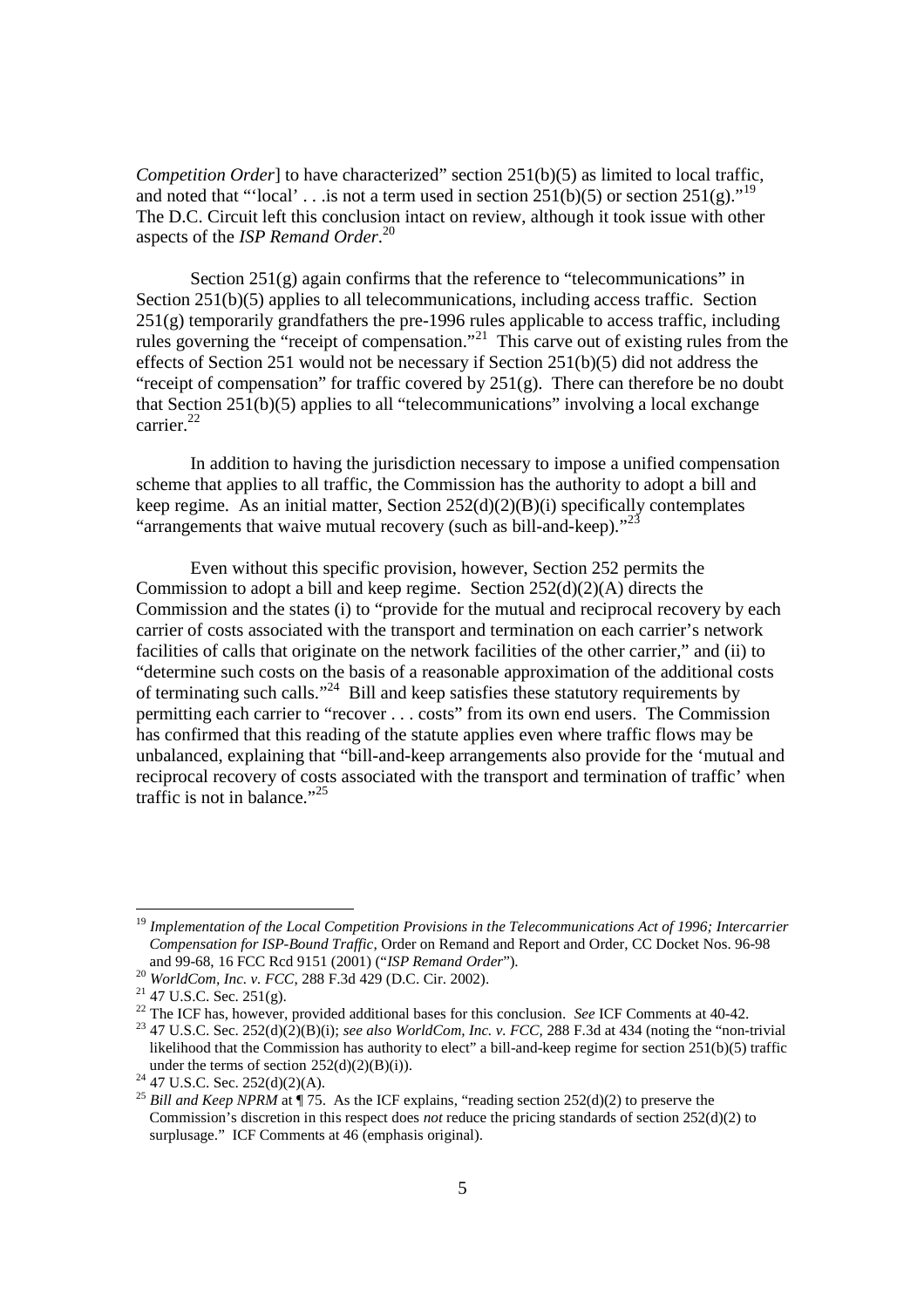*Competition Order*] to have characterized" section 251(b)(5) as limited to local traffic, and noted that "'local' . . .is not a term used in section 251(b)(5) or section 251(g)."[19] The D.C. Circuit left this conclusion intact on review, although it took issue with other aspects of the *ISP Remand Order*.[20]

Section 251(g) again confirms that the reference to "telecommunications" in Section 251(b)(5) applies to all telecommunications, including access traffic. Section 251(g) temporarily grandfathers the pre-1996 rules applicable to access traffic, including rules governing the "receipt of compensation."[21] This carve out of existing rules from the effects of Section 251 would not be necessary if Section 251(b)(5) did not address the "receipt of compensation" for traffic covered by 251(g). There can therefore be no doubt that Section 251(b)(5) applies to all "telecommunications" involving a local exchange carrier.[22]

In addition to having the jurisdiction necessary to impose a unified compensation scheme that applies to all traffic, the Commission has the authority to adopt a bill and keep regime. As an initial matter, Section 252(d)(2)(B)(i) specifically contemplates "arrangements that waive mutual recovery (such as bill-and-keep)."[23]

Even without this specific provision, however, Section 252 permits the Commission to adopt a bill and keep regime. Section 252(d)(2)(A) directs the Commission and the states (i) to "provide for the mutual and reciprocal recovery by each carrier of costs associated with the transport and termination on each carrier's network facilities of calls that originate on the network facilities of the other carrier," and (ii) to "determine such costs on the basis of a reasonable approximation of the additional costs of terminating such calls."[24] Bill and keep satisfies these statutory requirements by permitting each carrier to "recover . . . costs" from its own end users. The Commission has confirmed that this reading of the statute applies even where traffic flows may be unbalanced, explaining that "bill-and-keep arrangements also provide for the 'mutual and reciprocal recovery of costs associated with the transport and termination of traffic' when traffic is not in balance."[25]

---

[19] *Implementation of the Local Competition Provisions in the Telecommunications Act of 1996; Intercarrier Compensation for ISP-Bound Traffic*, Order on Remand and Report and Order, CC Docket Nos. 96-98 and 99-68, 16 FCC Rcd 9151 (2001) ("*ISP Remand Order*").

[20] *WorldCom, Inc. v. FCC*, 288 F.3d 429 (D.C. Cir. 2002).

[21] 47 U.S.C. Sec. 251(g).

[22] The ICF has, however, provided additional bases for this conclusion. *See* ICF Comments at 40-42.

[23] 47 U.S.C. Sec. 252(d)(2)(B)(i); *see also WorldCom, Inc. v. FCC*, 288 F.3d at 434 (noting the "non-trivial likelihood that the Commission has authority to elect" a bill-and-keep regime for section 251(b)(5) traffic under the terms of section 252(d)(2)(B)(i)).

[24] 47 U.S.C. Sec. 252(d)(2)(A).

[25] *Bill and Keep NPRM* at ¶ 75. As the ICF explains, "reading section 252(d)(2) to preserve the Commission's discretion in this respect does *not* reduce the pricing standards of section 252(d)(2) to surplusage." ICF Comments at 46 (emphasis original).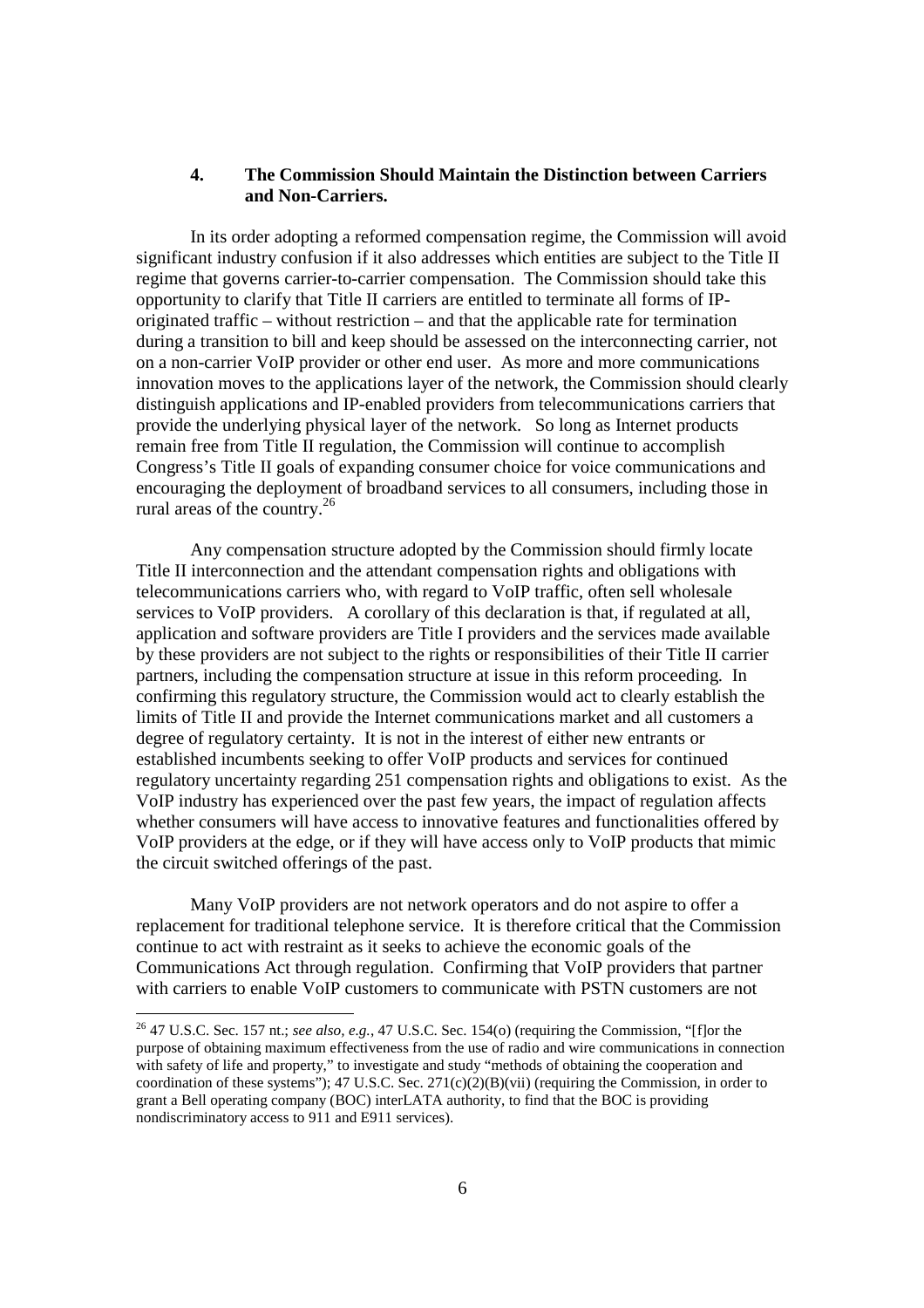### 4. The Commission Should Maintain the Distinction between Carriers and Non-Carriers.

In its order adopting a reformed compensation regime, the Commission will avoid significant industry confusion if it also addresses which entities are subject to the Title II regime that governs carrier-to-carrier compensation. The Commission should take this opportunity to clarify that Title II carriers are entitled to terminate all forms of IP-originated traffic – without restriction – and that the applicable rate for termination during a transition to bill and keep should be assessed on the interconnecting carrier, not on a non-carrier VoIP provider or other end user. As more and more communications innovation moves to the applications layer of the network, the Commission should clearly distinguish applications and IP-enabled providers from telecommunications carriers that provide the underlying physical layer of the network. So long as Internet products remain free from Title II regulation, the Commission will continue to accomplish Congress's Title II goals of expanding consumer choice for voice communications and encouraging the deployment of broadband services to all consumers, including those in rural areas of the country.[26]

Any compensation structure adopted by the Commission should firmly locate Title II interconnection and the attendant compensation rights and obligations with telecommunications carriers who, with regard to VoIP traffic, often sell wholesale services to VoIP providers. A corollary of this declaration is that, if regulated at all, application and software providers are Title I providers and the services made available by these providers are not subject to the rights or responsibilities of their Title II carrier partners, including the compensation structure at issue in this reform proceeding. In confirming this regulatory structure, the Commission would act to clearly establish the limits of Title II and provide the Internet communications market and all customers a degree of regulatory certainty. It is not in the interest of either new entrants or established incumbents seeking to offer VoIP products and services for continued regulatory uncertainty regarding 251 compensation rights and obligations to exist. As the VoIP industry has experienced over the past few years, the impact of regulation affects whether consumers will have access to innovative features and functionalities offered by VoIP providers at the edge, or if they will have access only to VoIP products that mimic the circuit switched offerings of the past.

Many VoIP providers are not network operators and do not aspire to offer a replacement for traditional telephone service. It is therefore critical that the Commission continue to act with restraint as it seeks to achieve the economic goals of the Communications Act through regulation. Confirming that VoIP providers that partner with carriers to enable VoIP customers to communicate with PSTN customers are not

---

[26] 47 U.S.C. Sec. 157 nt.; *see also, e.g.*, 47 U.S.C. Sec. 154(o) (requiring the Commission, "[f]or the purpose of obtaining maximum effectiveness from the use of radio and wire communications in connection with safety of life and property," to investigate and study "methods of obtaining the cooperation and coordination of these systems"); 47 U.S.C. Sec. 271(c)(2)(B)(vii) (requiring the Commission, in order to grant a Bell operating company (BOC) interLATA authority, to find that the BOC is providing nondiscriminatory access to 911 and E911 services).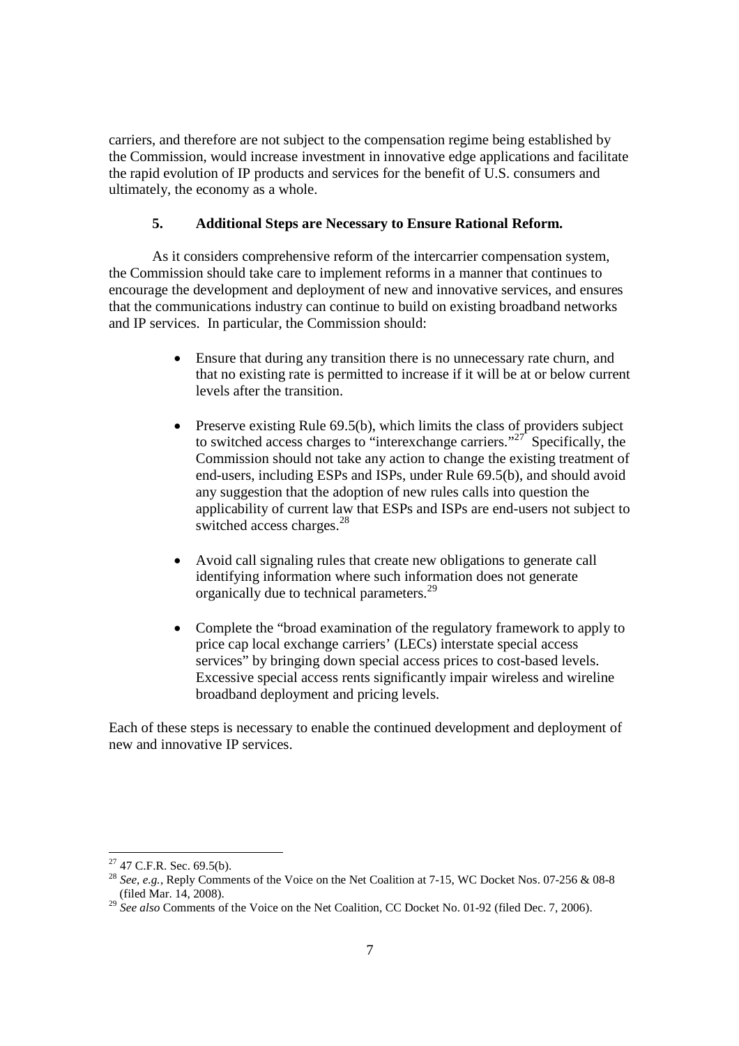carriers, and therefore are not subject to the compensation regime being established by the Commission, would increase investment in innovative edge applications and facilitate the rapid evolution of IP products and services for the benefit of U.S. consumers and ultimately, the economy as a whole.

### 5. Additional Steps are Necessary to Ensure Rational Reform.

As it considers comprehensive reform of the intercarrier compensation system, the Commission should take care to implement reforms in a manner that continues to encourage the development and deployment of new and innovative services, and ensures that the communications industry can continue to build on existing broadband networks and IP services. In particular, the Commission should:

- Ensure that during any transition there is no unnecessary rate churn, and that no existing rate is permitted to increase if it will be at or below current levels after the transition.
- Preserve existing Rule 69.5(b), which limits the class of providers subject to switched access charges to "interexchange carriers."[27] Specifically, the Commission should not take any action to change the existing treatment of end-users, including ESPs and ISPs, under Rule 69.5(b), and should avoid any suggestion that the adoption of new rules calls into question the applicability of current law that ESPs and ISPs are end-users not subject to switched access charges.[28]
- Avoid call signaling rules that create new obligations to generate call identifying information where such information does not generate organically due to technical parameters.[29]
- Complete the "broad examination of the regulatory framework to apply to price cap local exchange carriers' (LECs) interstate special access services" by bringing down special access prices to cost-based levels. Excessive special access rents significantly impair wireless and wireline broadband deployment and pricing levels.

Each of these steps is necessary to enable the continued development and deployment of new and innovative IP services.

---

[27] 47 C.F.R. Sec. 69.5(b).

[28] *See, e.g.*, Reply Comments of the Voice on the Net Coalition at 7-15, WC Docket Nos. 07-256 & 08-8 (filed Mar. 14, 2008).

[29] *See also* Comments of the Voice on the Net Coalition, CC Docket No. 01-92 (filed Dec. 7, 2006).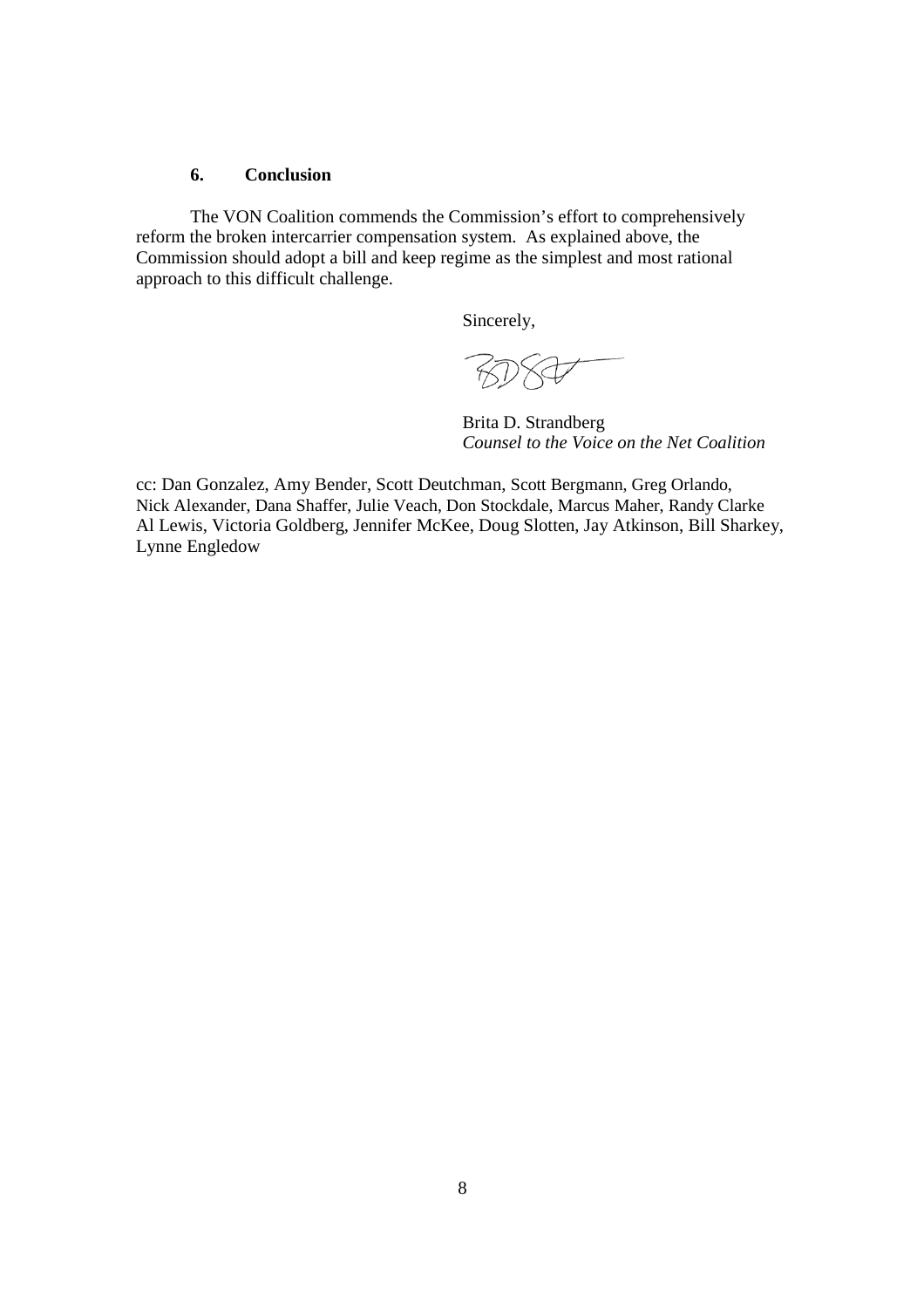### 6. Conclusion

The VON Coalition commends the Commission's effort to comprehensively reform the broken intercarrier compensation system. As explained above, the Commission should adopt a bill and keep regime as the simplest and most rational approach to this difficult challenge.

Sincerely,

Brita D. Strandberg
*Counsel to the Voice on the Net Coalition*

cc: Dan Gonzalez, Amy Bender, Scott Deutchman, Scott Bergmann, Greg Orlando, Nick Alexander, Dana Shaffer, Julie Veach, Don Stockdale, Marcus Maher, Randy Clarke Al Lewis, Victoria Goldberg, Jennifer McKee, Doug Slotten, Jay Atkinson, Bill Sharkey, Lynne Engledow